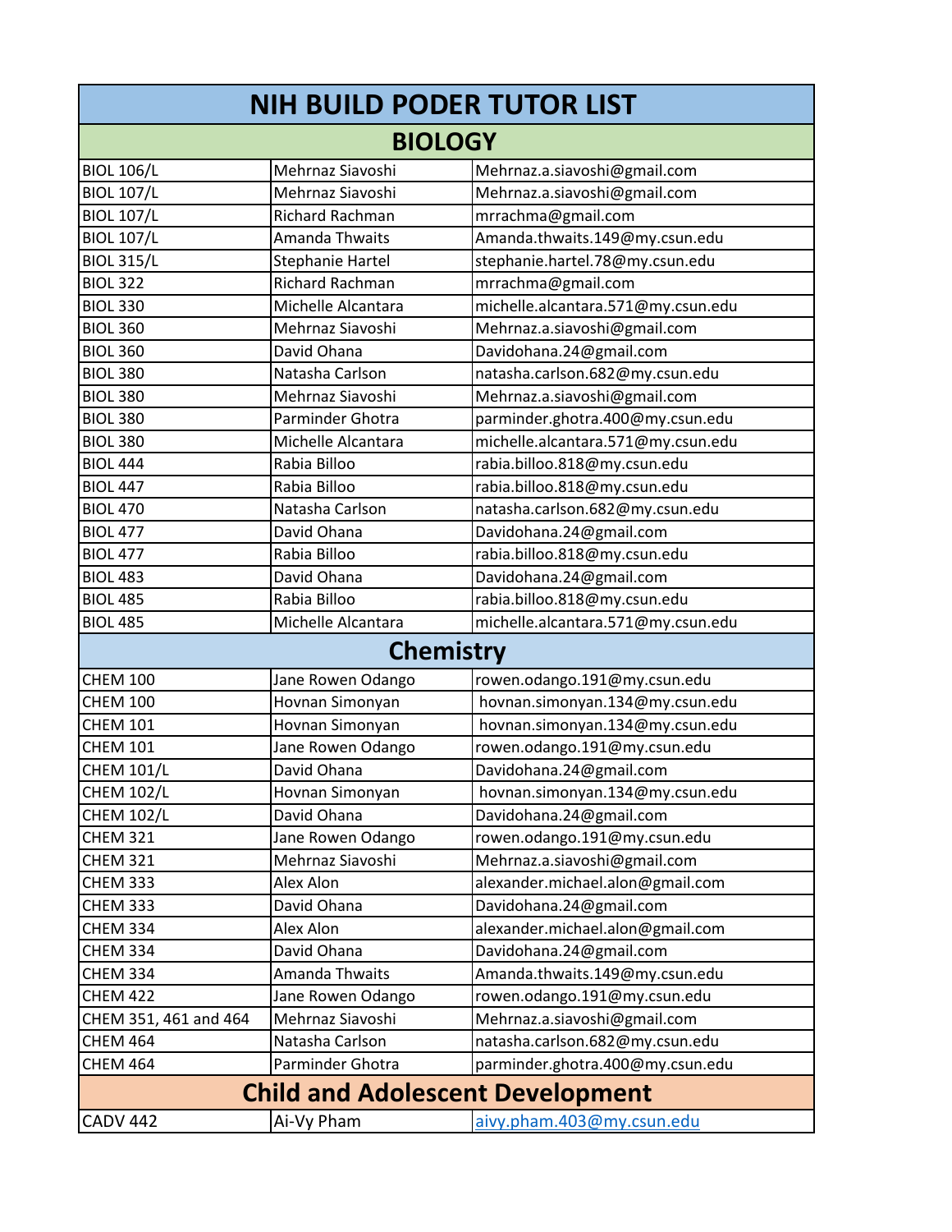# NIH BUILD PODER TUTOR LIST

## BIOLOGY

| Course | Tutor | Email |
|---|---|---|
| BIOL 106/L | Mehrnaz Siavoshi | Mehrnaz.a.siavoshi@gmail.com |
| BIOL 107/L | Mehrnaz Siavoshi | Mehrnaz.a.siavoshi@gmail.com |
| BIOL 107/L | Richard Rachman | mrrachma@gmail.com |
| BIOL 107/L | Amanda Thwaits | Amanda.thwaits.149@my.csun.edu |
| BIOL 315/L | Stephanie Hartel | stephanie.hartel.78@my.csun.edu |
| BIOL 322 | Richard Rachman | mrrachma@gmail.com |
| BIOL 330 | Michelle Alcantara | michelle.alcantara.571@my.csun.edu |
| BIOL 360 | Mehrnaz Siavoshi | Mehrnaz.a.siavoshi@gmail.com |
| BIOL 360 | David Ohana | Davidohana.24@gmail.com |
| BIOL 380 | Natasha Carlson | natasha.carlson.682@my.csun.edu |
| BIOL 380 | Mehrnaz Siavoshi | Mehrnaz.a.siavoshi@gmail.com |
| BIOL 380 | Parminder Ghotra | parminder.ghotra.400@my.csun.edu |
| BIOL 380 | Michelle Alcantara | michelle.alcantara.571@my.csun.edu |
| BIOL 444 | Rabia Billoo | rabia.billoo.818@my.csun.edu |
| BIOL 447 | Rabia Billoo | rabia.billoo.818@my.csun.edu |
| BIOL 470 | Natasha Carlson | natasha.carlson.682@my.csun.edu |
| BIOL 477 | David Ohana | Davidohana.24@gmail.com |
| BIOL 477 | Rabia Billoo | rabia.billoo.818@my.csun.edu |
| BIOL 483 | David Ohana | Davidohana.24@gmail.com |
| BIOL 485 | Rabia Billoo | rabia.billoo.818@my.csun.edu |
| BIOL 485 | Michelle Alcantara | michelle.alcantara.571@my.csun.edu |

## Chemistry

| Course | Tutor | Email |
|---|---|---|
| CHEM 100 | Jane Rowen Odango | rowen.odango.191@my.csun.edu |
| CHEM 100 | Hovnan Simonyan | hovnan.simonyan.134@my.csun.edu |
| CHEM 101 | Hovnan Simonyan | hovnan.simonyan.134@my.csun.edu |
| CHEM 101 | Jane Rowen Odango | rowen.odango.191@my.csun.edu |
| CHEM 101/L | David Ohana | Davidohana.24@gmail.com |
| CHEM 102/L | Hovnan Simonyan | hovnan.simonyan.134@my.csun.edu |
| CHEM 102/L | David Ohana | Davidohana.24@gmail.com |
| CHEM 321 | Jane Rowen Odango | rowen.odango.191@my.csun.edu |
| CHEM 321 | Mehrnaz Siavoshi | Mehrnaz.a.siavoshi@gmail.com |
| CHEM 333 | Alex Alon | alexander.michael.alon@gmail.com |
| CHEM 333 | David Ohana | Davidohana.24@gmail.com |
| CHEM 334 | Alex Alon | alexander.michael.alon@gmail.com |
| CHEM 334 | David Ohana | Davidohana.24@gmail.com |
| CHEM 334 | Amanda Thwaits | Amanda.thwaits.149@my.csun.edu |
| CHEM 422 | Jane Rowen Odango | rowen.odango.191@my.csun.edu |
| CHEM 351, 461 and 464 | Mehrnaz Siavoshi | Mehrnaz.a.siavoshi@gmail.com |
| CHEM 464 | Natasha Carlson | natasha.carlson.682@my.csun.edu |
| CHEM 464 | Parminder Ghotra | parminder.ghotra.400@my.csun.edu |

## Child and Adolescent Development

| Course | Tutor | Email |
|---|---|---|
| CADV 442 | Ai-Vy Pham | aivy.pham.403@my.csun.edu |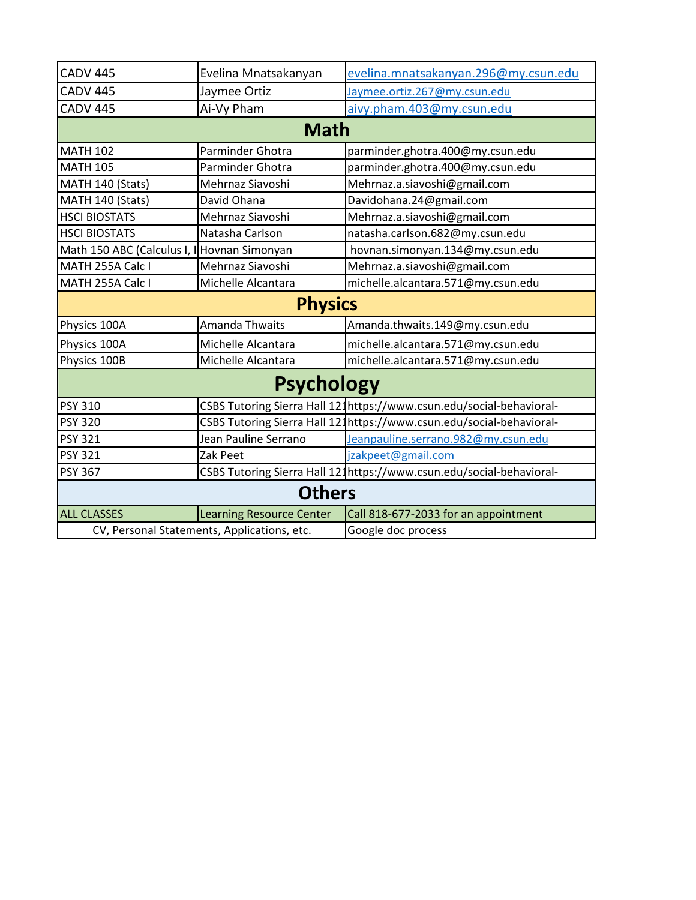| | | |
|---|---|---|
| CADV 445 | Evelina Mnatsakanyan | evelina.mnatsakanyan.296@my.csun.edu |
| CADV 445 | Jaymee Ortiz | Jaymee.ortiz.267@my.csun.edu |
| CADV 445 | Ai-Vy Pham | aivy.pham.403@my.csun.edu |
| **Math** | | |
| MATH 102 | Parminder Ghotra | parminder.ghotra.400@my.csun.edu |
| MATH 105 | Parminder Ghotra | parminder.ghotra.400@my.csun.edu |
| MATH 140 (Stats) | Mehrnaz Siavoshi | Mehrnaz.a.siavoshi@gmail.com |
| MATH 140 (Stats) | David Ohana | Davidohana.24@gmail.com |
| HSCI BIOSTATS | Mehrnaz Siavoshi | Mehrnaz.a.siavoshi@gmail.com |
| HSCI BIOSTATS | Natasha Carlson | natasha.carlson.682@my.csun.edu |
| Math 150 ABC (Calculus I, I | Hovnan Simonyan | hovnan.simonyan.134@my.csun.edu |
| MATH 255A Calc I | Mehrnaz Siavoshi | Mehrnaz.a.siavoshi@gmail.com |
| MATH 255A Calc I | Michelle Alcantara | michelle.alcantara.571@my.csun.edu |
| **Physics** | | |
| Physics 100A | Amanda Thwaits | Amanda.thwaits.149@my.csun.edu |
| Physics 100A | Michelle Alcantara | michelle.alcantara.571@my.csun.edu |
| Physics 100B | Michelle Alcantara | michelle.alcantara.571@my.csun.edu |
| **Psychology** | | |
| PSY 310 | CSBS Tutoring Sierra Hall 121 | https://www.csun.edu/social-behavioral- |
| PSY 320 | CSBS Tutoring Sierra Hall 121 | https://www.csun.edu/social-behavioral- |
| PSY 321 | Jean Pauline Serrano | Jeanpauline.serrano.982@my.csun.edu |
| PSY 321 | Zak Peet | jzakpeet@gmail.com |
| PSY 367 | CSBS Tutoring Sierra Hall 121 | https://www.csun.edu/social-behavioral- |
| **Others** | | |
| ALL CLASSES | Learning Resource Center | Call 818-677-2033 for an appointment |
| CV, Personal Statements, Applications, etc. | | Google doc process |